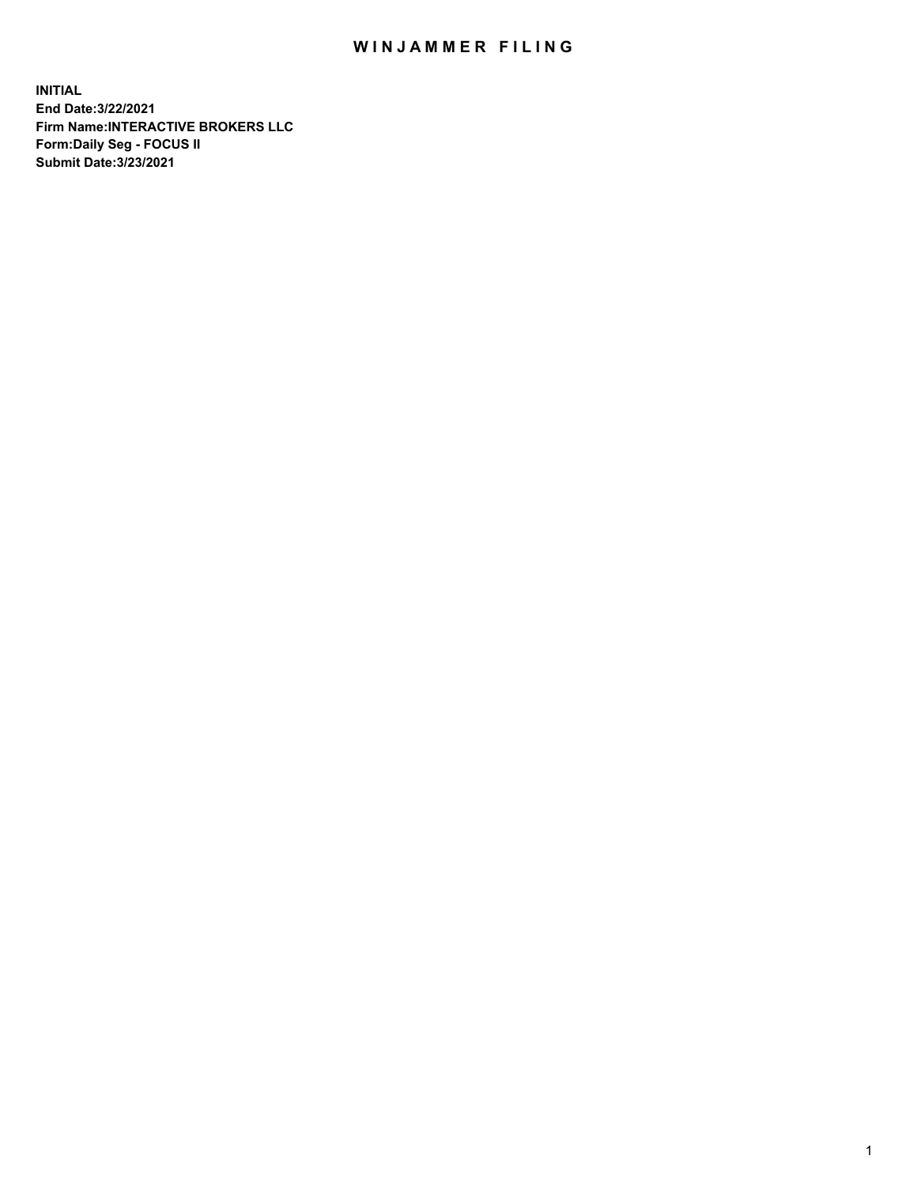# WINJAMMER FILING

**INITIAL**
**End Date:3/22/2021**
**Firm Name:INTERACTIVE BROKERS LLC**
**Form:Daily Seg - FOCUS II**
**Submit Date:3/23/2021**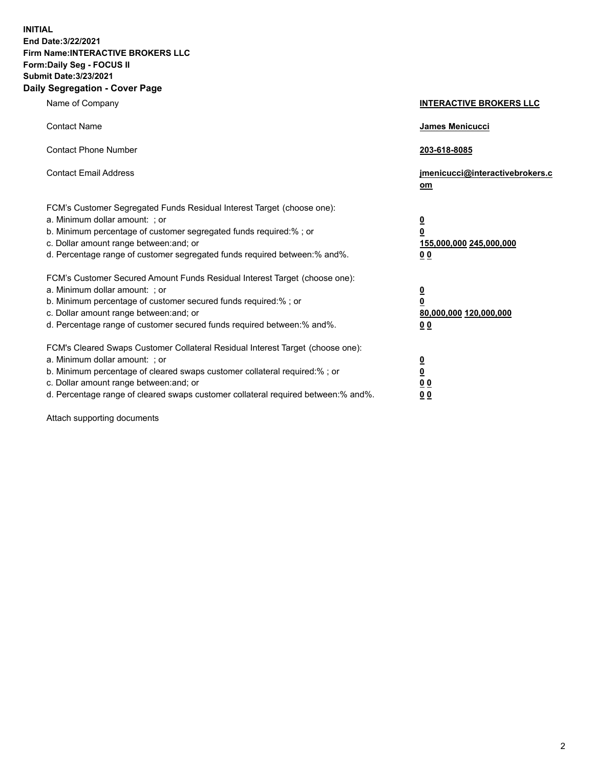**INITIAL**
**End Date:3/22/2021**
**Firm Name:INTERACTIVE BROKERS LLC**
**Form:Daily Seg - FOCUS II**
**Submit Date:3/23/2021**

## Daily Segregation - Cover Page

| | |
|---|---|
| Name of Company | **INTERACTIVE BROKERS LLC** |
| Contact Name | **James Menicucci** |
| Contact Phone Number | **203-618-8085** |
| Contact Email Address | **jmenicucci@interactivebrokers.com** |
| FCM's Customer Segregated Funds Residual Interest Target (choose one): | |
| a. Minimum dollar amount: ; or | **0** |
| b. Minimum percentage of customer segregated funds required:% ; or | **0** |
| c. Dollar amount range between:and; or | **155,000,000 245,000,000** |
| d. Percentage range of customer segregated funds required between:% and%. | **0 0** |
| FCM's Customer Secured Amount Funds Residual Interest Target (choose one): | |
| a. Minimum dollar amount: ; or | **0** |
| b. Minimum percentage of customer secured funds required:% ; or | **0** |
| c. Dollar amount range between:and; or | **80,000,000 120,000,000** |
| d. Percentage range of customer secured funds required between:% and%. | **0 0** |
| FCM's Cleared Swaps Customer Collateral Residual Interest Target (choose one): | |
| a. Minimum dollar amount: ; or | **0** |
| b. Minimum percentage of cleared swaps customer collateral required:% ; or | **0** |
| c. Dollar amount range between:and; or | **0 0** |
| d. Percentage range of cleared swaps customer collateral required between:% and%. | **0 0** |

Attach supporting documents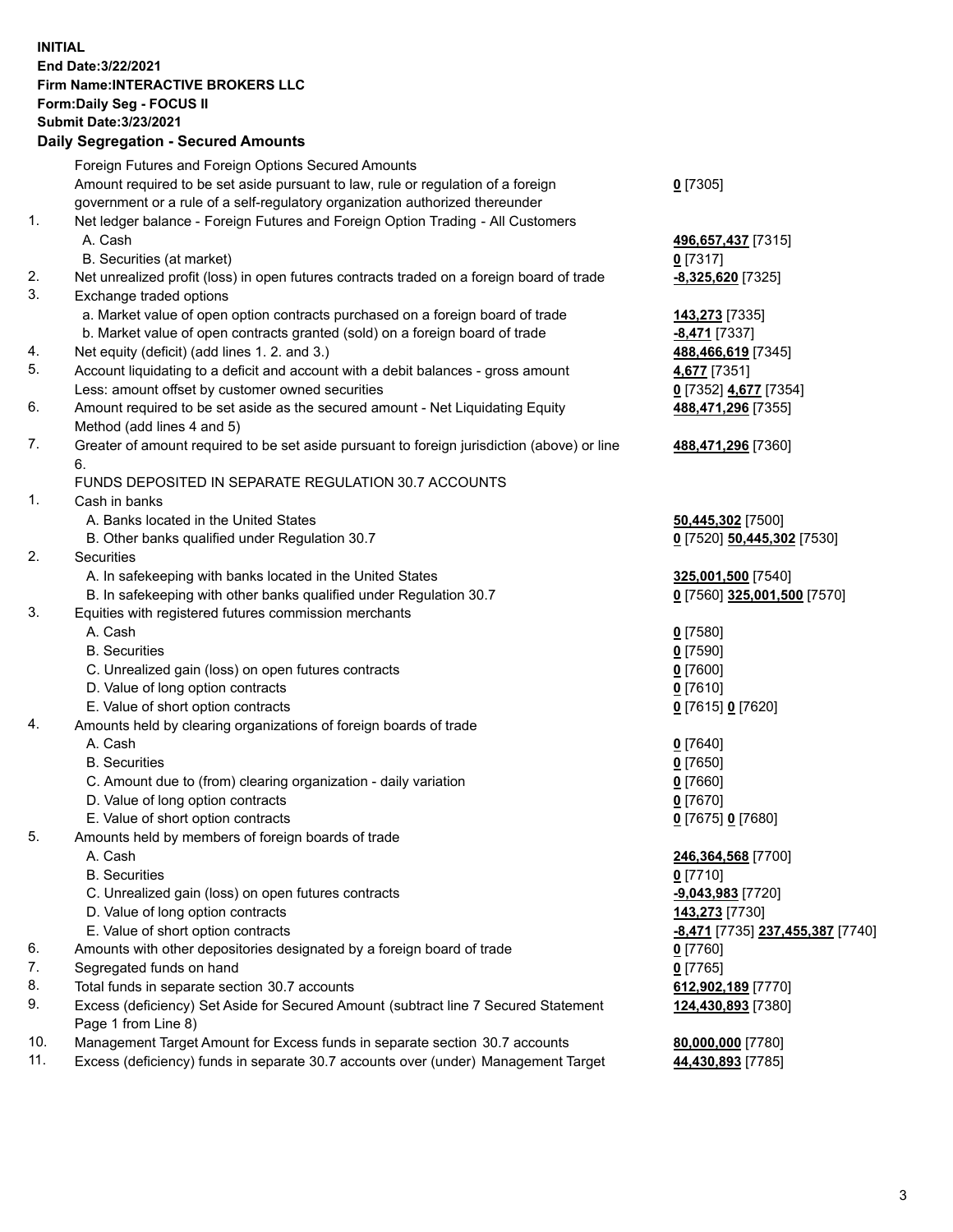**INITIAL**
**End Date:3/22/2021**
**Firm Name:INTERACTIVE BROKERS LLC**
**Form:Daily Seg - FOCUS II**
**Submit Date:3/23/2021**

**Daily Segregation - Secured Amounts**

| | | |
|---|---|---|
| | Foreign Futures and Foreign Options Secured Amounts | |
| | Amount required to be set aside pursuant to law, rule or regulation of a foreign government or a rule of a self-regulatory organization authorized thereunder | **0** [7305] |
| 1. | Net ledger balance - Foreign Futures and Foreign Option Trading - All Customers | |
| | A. Cash | **496,657,437** [7315] |
| | B. Securities (at market) | **0** [7317] |
| 2. | Net unrealized profit (loss) in open futures contracts traded on a foreign board of trade | **-8,325,620** [7325] |
| 3. | Exchange traded options | |
| | a. Market value of open option contracts purchased on a foreign board of trade | **143,273** [7335] |
| | b. Market value of open contracts granted (sold) on a foreign board of trade | **-8,471** [7337] |
| 4. | Net equity (deficit) (add lines 1. 2. and 3.) | **488,466,619** [7345] |
| 5. | Account liquidating to a deficit and account with a debit balances - gross amount | **4,677** [7351] |
| | Less: amount offset by customer owned securities | **0** [7352] **4,677** [7354] |
| 6. | Amount required to be set aside as the secured amount - Net Liquidating Equity Method (add lines 4 and 5) | **488,471,296** [7355] |
| 7. | Greater of amount required to be set aside pursuant to foreign jurisdiction (above) or line 6. | **488,471,296** [7360] |
| | FUNDS DEPOSITED IN SEPARATE REGULATION 30.7 ACCOUNTS | |
| 1. | Cash in banks | |
| | A. Banks located in the United States | **50,445,302** [7500] |
| | B. Other banks qualified under Regulation 30.7 | **0** [7520] **50,445,302** [7530] |
| 2. | Securities | |
| | A. In safekeeping with banks located in the United States | **325,001,500** [7540] |
| | B. In safekeeping with other banks qualified under Regulation 30.7 | **0** [7560] **325,001,500** [7570] |
| 3. | Equities with registered futures commission merchants | |
| | A. Cash | **0** [7580] |
| | B. Securities | **0** [7590] |
| | C. Unrealized gain (loss) on open futures contracts | **0** [7600] |
| | D. Value of long option contracts | **0** [7610] |
| | E. Value of short option contracts | **0** [7615] **0** [7620] |
| 4. | Amounts held by clearing organizations of foreign boards of trade | |
| | A. Cash | **0** [7640] |
| | B. Securities | **0** [7650] |
| | C. Amount due to (from) clearing organization - daily variation | **0** [7660] |
| | D. Value of long option contracts | **0** [7670] |
| | E. Value of short option contracts | **0** [7675] **0** [7680] |
| 5. | Amounts held by members of foreign boards of trade | |
| | A. Cash | **246,364,568** [7700] |
| | B. Securities | **0** [7710] |
| | C. Unrealized gain (loss) on open futures contracts | **-9,043,983** [7720] |
| | D. Value of long option contracts | **143,273** [7730] |
| | E. Value of short option contracts | **-8,471** [7735] **237,455,387** [7740] |
| 6. | Amounts with other depositories designated by a foreign board of trade | **0** [7760] |
| 7. | Segregated funds on hand | **0** [7765] |
| 8. | Total funds in separate section 30.7 accounts | **612,902,189** [7770] |
| 9. | Excess (deficiency) Set Aside for Secured Amount (subtract line 7 Secured Statement Page 1 from Line 8) | **124,430,893** [7380] |
| 10. | Management Target Amount for Excess funds in separate section 30.7 accounts | **80,000,000** [7780] |
| 11. | Excess (deficiency) funds in separate 30.7 accounts over (under) Management Target | **44,430,893** [7785] |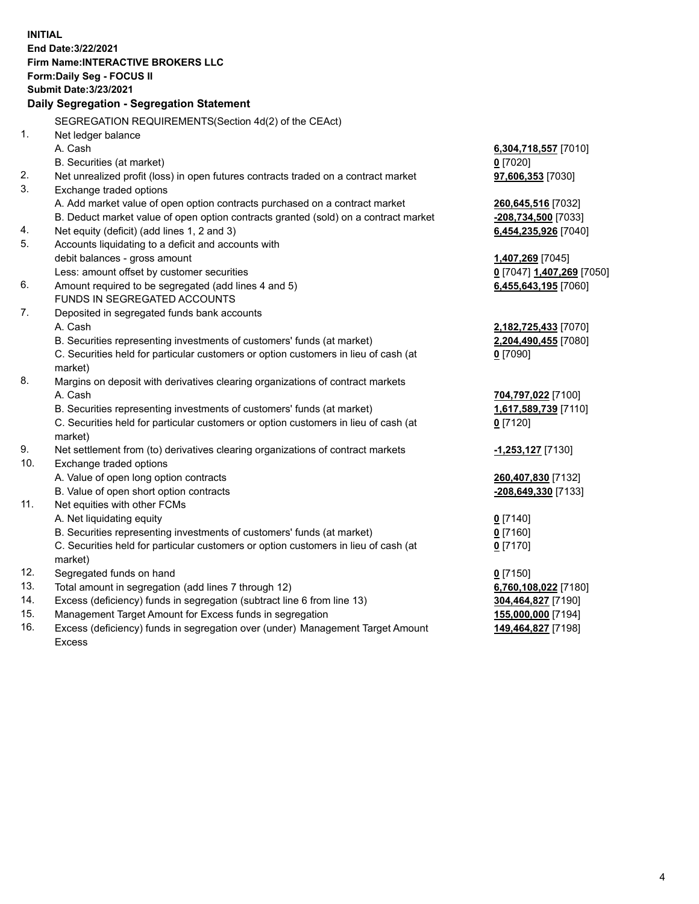**INITIAL**
**End Date:3/22/2021**
**Firm Name:INTERACTIVE BROKERS LLC**
**Form:Daily Seg - FOCUS II**
**Submit Date:3/23/2021**

**Daily Segregation - Segregation Statement**

SEGREGATION REQUIREMENTS(Section 4d(2) of the CEAct)

| | | |
|---|---|---|
| 1. | Net ledger balance | |
| | A. Cash | **6,304,718,557** [7010] |
| | B. Securities (at market) | **0** [7020] |
| 2. | Net unrealized profit (loss) in open futures contracts traded on a contract market | **97,606,353** [7030] |
| 3. | Exchange traded options | |
| | A. Add market value of open option contracts purchased on a contract market | **260,645,516** [7032] |
| | B. Deduct market value of open option contracts granted (sold) on a contract market | **-208,734,500** [7033] |
| 4. | Net equity (deficit) (add lines 1, 2 and 3) | **6,454,235,926** [7040] |
| 5. | Accounts liquidating to a deficit and accounts with | |
| | debit balances - gross amount | **1,407,269** [7045] |
| | Less: amount offset by customer securities | **0** [7047] **1,407,269** [7050] |
| 6. | Amount required to be segregated (add lines 4 and 5) | **6,455,643,195** [7060] |
| | FUNDS IN SEGREGATED ACCOUNTS | |
| 7. | Deposited in segregated funds bank accounts | |
| | A. Cash | **2,182,725,433** [7070] |
| | B. Securities representing investments of customers' funds (at market) | **2,204,490,455** [7080] |
| | C. Securities held for particular customers or option customers in lieu of cash (at market) | **0** [7090] |
| 8. | Margins on deposit with derivatives clearing organizations of contract markets | |
| | A. Cash | **704,797,022** [7100] |
| | B. Securities representing investments of customers' funds (at market) | **1,617,589,739** [7110] |
| | C. Securities held for particular customers or option customers in lieu of cash (at market) | **0** [7120] |
| 9. | Net settlement from (to) derivatives clearing organizations of contract markets | **-1,253,127** [7130] |
| 10. | Exchange traded options | |
| | A. Value of open long option contracts | **260,407,830** [7132] |
| | B. Value of open short option contracts | **-208,649,330** [7133] |
| 11. | Net equities with other FCMs | |
| | A. Net liquidating equity | **0** [7140] |
| | B. Securities representing investments of customers' funds (at market) | **0** [7160] |
| | C. Securities held for particular customers or option customers in lieu of cash (at market) | **0** [7170] |
| 12. | Segregated funds on hand | **0** [7150] |
| 13. | Total amount in segregation (add lines 7 through 12) | **6,760,108,022** [7180] |
| 14. | Excess (deficiency) funds in segregation (subtract line 6 from line 13) | **304,464,827** [7190] |
| 15. | Management Target Amount for Excess funds in segregation | **155,000,000** [7194] |
| 16. | Excess (deficiency) funds in segregation over (under) Management Target Amount Excess | **149,464,827** [7198] |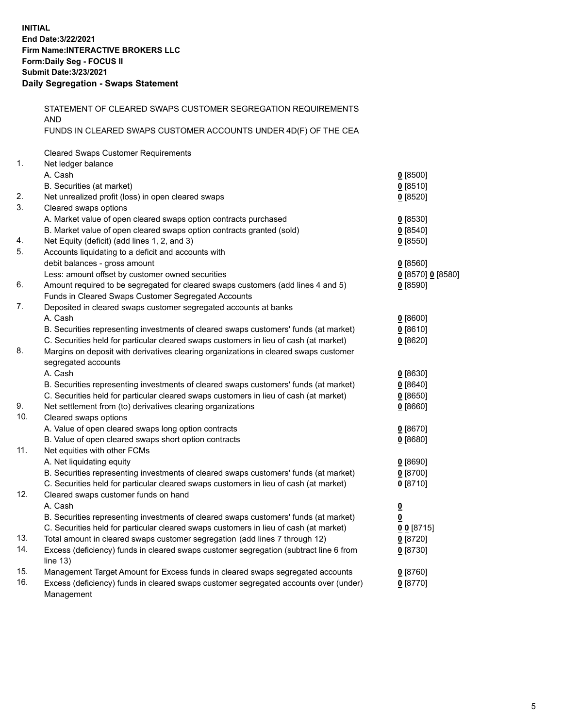**INITIAL**
**End Date:3/22/2021**
**Firm Name:INTERACTIVE BROKERS LLC**
**Form:Daily Seg - FOCUS II**
**Submit Date:3/23/2021**
**Daily Segregation - Swaps Statement**

STATEMENT OF CLEARED SWAPS CUSTOMER SEGREGATION REQUIREMENTS AND
FUNDS IN CLEARED SWAPS CUSTOMER ACCOUNTS UNDER 4D(F) OF THE CEA

| | | |
|---|---|---|
| | Cleared Swaps Customer Requirements | |
| 1. | Net ledger balance | |
| | A. Cash | 0 [8500] |
| | B. Securities (at market) | 0 [8510] |
| 2. | Net unrealized profit (loss) in open cleared swaps | 0 [8520] |
| 3. | Cleared swaps options | |
| | A. Market value of open cleared swaps option contracts purchased | 0 [8530] |
| | B. Market value of open cleared swaps option contracts granted (sold) | 0 [8540] |
| 4. | Net Equity (deficit) (add lines 1, 2, and 3) | 0 [8550] |
| 5. | Accounts liquidating to a deficit and accounts with | |
| | debit balances - gross amount | 0 [8560] |
| | Less: amount offset by customer owned securities | 0 [8570] 0 [8580] |
| 6. | Amount required to be segregated for cleared swaps customers (add lines 4 and 5) | 0 [8590] |
| | Funds in Cleared Swaps Customer Segregated Accounts | |
| 7. | Deposited in cleared swaps customer segregated accounts at banks | |
| | A. Cash | 0 [8600] |
| | B. Securities representing investments of cleared swaps customers' funds (at market) | 0 [8610] |
| | C. Securities held for particular cleared swaps customers in lieu of cash (at market) | 0 [8620] |
| 8. | Margins on deposit with derivatives clearing organizations in cleared swaps customer segregated accounts | |
| | A. Cash | 0 [8630] |
| | B. Securities representing investments of cleared swaps customers' funds (at market) | 0 [8640] |
| | C. Securities held for particular cleared swaps customers in lieu of cash (at market) | 0 [8650] |
| 9. | Net settlement from (to) derivatives clearing organizations | 0 [8660] |
| 10. | Cleared swaps options | |
| | A. Value of open cleared swaps long option contracts | 0 [8670] |
| | B. Value of open cleared swaps short option contracts | 0 [8680] |
| 11. | Net equities with other FCMs | |
| | A. Net liquidating equity | 0 [8690] |
| | B. Securities representing investments of cleared swaps customers' funds (at market) | 0 [8700] |
| | C. Securities held for particular cleared swaps customers in lieu of cash (at market) | 0 [8710] |
| 12. | Cleared swaps customer funds on hand | |
| | A. Cash | 0 |
| | B. Securities representing investments of cleared swaps customers' funds (at market) | 0 |
| | C. Securities held for particular cleared swaps customers in lieu of cash (at market) | 0 0 [8715] |
| 13. | Total amount in cleared swaps customer segregation (add lines 7 through 12) | 0 [8720] |
| 14. | Excess (deficiency) funds in cleared swaps customer segregation (subtract line 6 from line 13) | 0 [8730] |
| 15. | Management Target Amount for Excess funds in cleared swaps segregated accounts | 0 [8760] |
| 16. | Excess (deficiency) funds in cleared swaps customer segregated accounts over (under) Management | 0 [8770] |